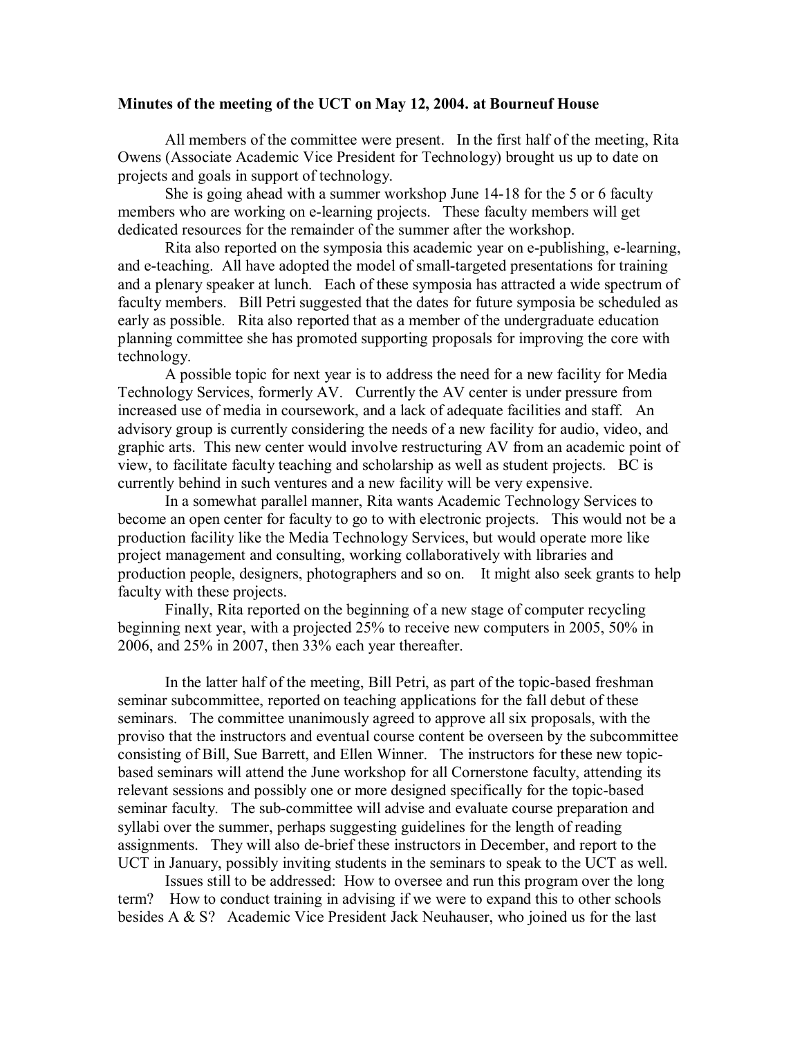**Minutes of the meeting of the UCT on May 12, 2004. at Bourneuf House**

All members of the committee were present. In the first half of the meeting, Rita Owens (Associate Academic Vice President for Technology) brought us up to date on projects and goals in support of technology.

She is going ahead with a summer workshop June 14-18 for the 5 or 6 faculty members who are working on e-learning projects. These faculty members will get dedicated resources for the remainder of the summer after the workshop.

Rita also reported on the symposia this academic year on e-publishing, e-learning, and e-teaching. All have adopted the model of small-targeted presentations for training and a plenary speaker at lunch. Each of these symposia has attracted a wide spectrum of faculty members. Bill Petri suggested that the dates for future symposia be scheduled as early as possible. Rita also reported that as a member of the undergraduate education planning committee she has promoted supporting proposals for improving the core with technology.

A possible topic for next year is to address the need for a new facility for Media Technology Services, formerly AV. Currently the AV center is under pressure from increased use of media in coursework, and a lack of adequate facilities and staff. An advisory group is currently considering the needs of a new facility for audio, video, and graphic arts. This new center would involve restructuring AV from an academic point of view, to facilitate faculty teaching and scholarship as well as student projects. BC is currently behind in such ventures and a new facility will be very expensive.

In a somewhat parallel manner, Rita wants Academic Technology Services to become an open center for faculty to go to with electronic projects. This would not be a production facility like the Media Technology Services, but would operate more like project management and consulting, working collaboratively with libraries and production people, designers, photographers and so on. It might also seek grants to help faculty with these projects.

Finally, Rita reported on the beginning of a new stage of computer recycling beginning next year, with a projected 25% to receive new computers in 2005, 50% in 2006, and 25% in 2007, then 33% each year thereafter.

In the latter half of the meeting, Bill Petri, as part of the topic-based freshman seminar subcommittee, reported on teaching applications for the fall debut of these seminars. The committee unanimously agreed to approve all six proposals, with the proviso that the instructors and eventual course content be overseen by the subcommittee consisting of Bill, Sue Barrett, and Ellen Winner. The instructors for these new topic-based seminars will attend the June workshop for all Cornerstone faculty, attending its relevant sessions and possibly one or more designed specifically for the topic-based seminar faculty. The sub-committee will advise and evaluate course preparation and syllabi over the summer, perhaps suggesting guidelines for the length of reading assignments. They will also de-brief these instructors in December, and report to the UCT in January, possibly inviting students in the seminars to speak to the UCT as well.

Issues still to be addressed: How to oversee and run this program over the long term? How to conduct training in advising if we were to expand this to other schools besides A & S? Academic Vice President Jack Neuhauser, who joined us for the last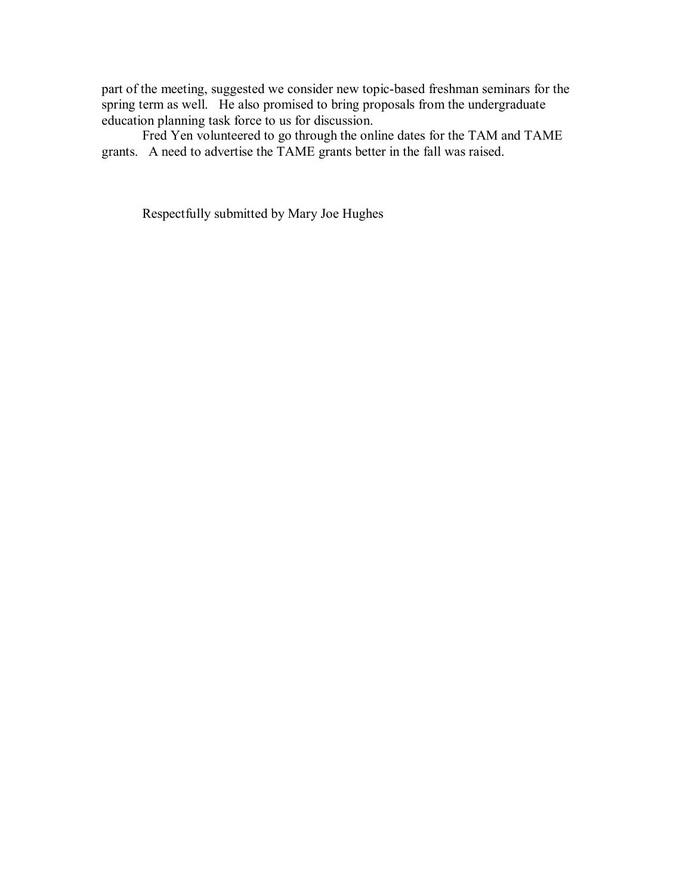part of the meeting, suggested we consider new topic-based freshman seminars for the spring term as well. He also promised to bring proposals from the undergraduate education planning task force to us for discussion.

Fred Yen volunteered to go through the online dates for the TAM and TAME grants. A need to advertise the TAME grants better in the fall was raised.

Respectfully submitted by Mary Joe Hughes